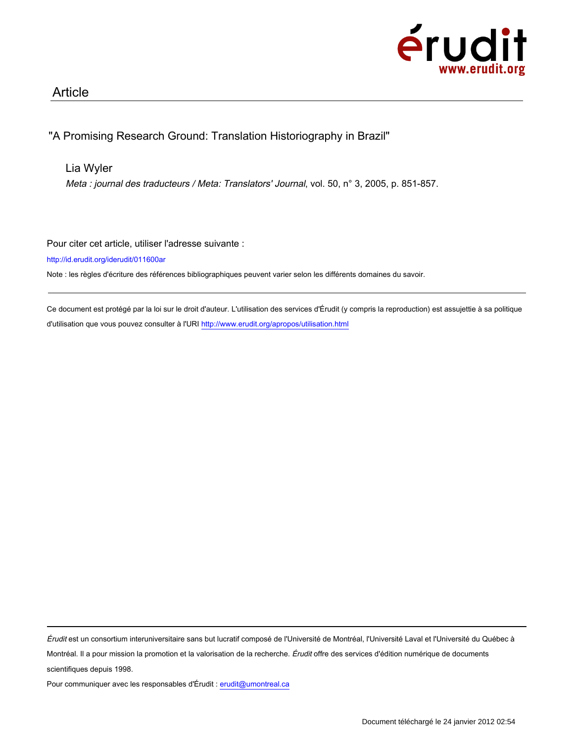Article

"A Promising Research Ground: Translation Historiography in Brazil"

Lia Wyler

*Meta : journal des traducteurs / Meta: Translators' Journal*, vol. 50, n° 3, 2005, p. 851-857.

Pour citer cet article, utiliser l'adresse suivante :

http://id.erudit.org/iderudit/011600ar

Note : les règles d'écriture des références bibliographiques peuvent varier selon les différents domaines du savoir.

Ce document est protégé par la loi sur le droit d'auteur. L'utilisation des services d'Érudit (y compris la reproduction) est assujettie à sa politique d'utilisation que vous pouvez consulter à l'URI http://www.erudit.org/apropos/utilisation.html

*Érudit* est un consortium interuniversitaire sans but lucratif composé de l'Université de Montréal, l'Université Laval et l'Université du Québec à Montréal. Il a pour mission la promotion et la valorisation de la recherche. *Érudit* offre des services d'édition numérique de documents scientifiques depuis 1998.

Pour communiquer avec les responsables d'Érudit : erudit@umontreal.ca

Document téléchargé le 24 janvier 2012 02:54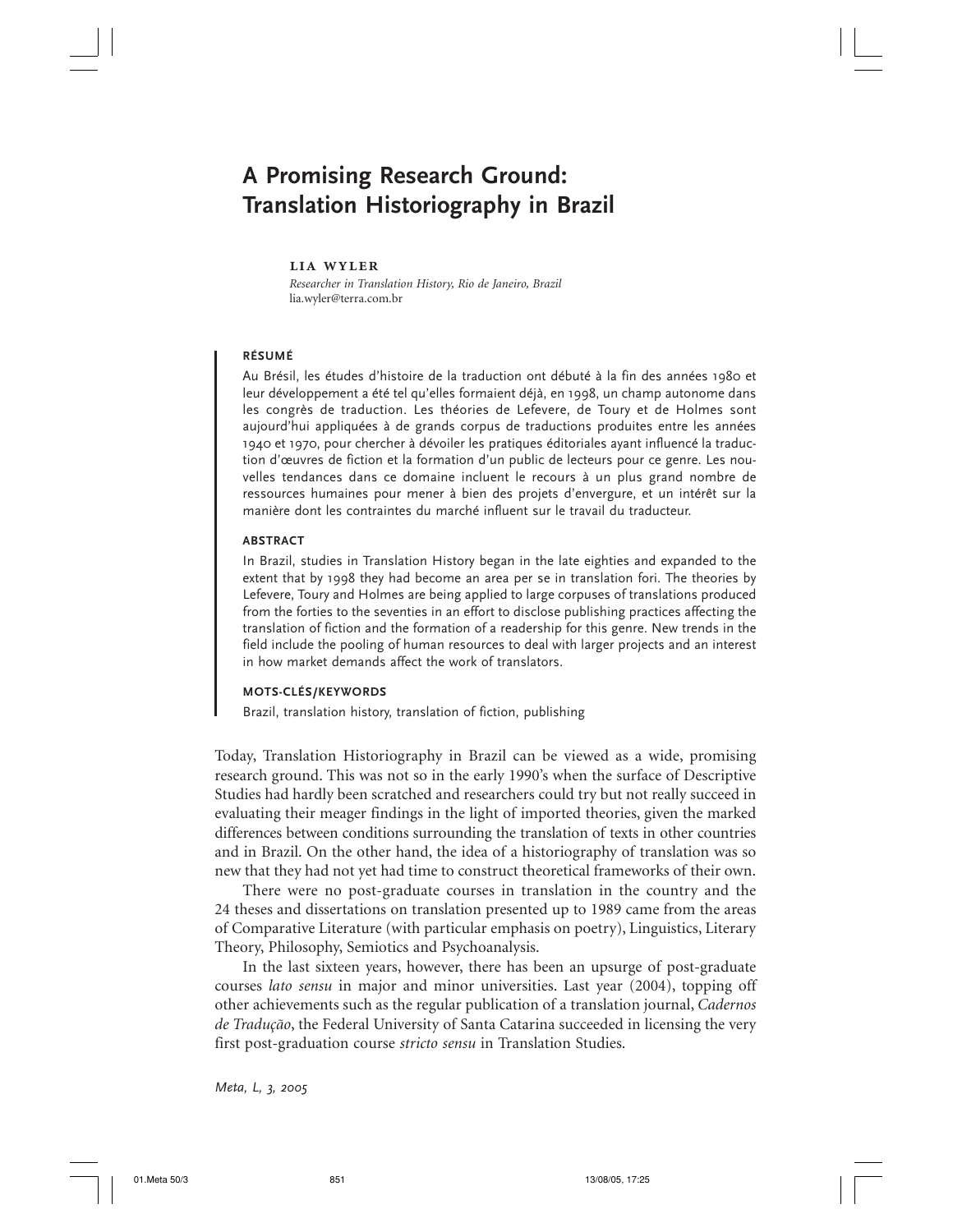# A Promising Research Ground: Translation Historiography in Brazil

**LIA WYLER**
*Researcher in Translation History, Rio de Janeiro, Brazil*
lia.wyler@terra.com.br

**RÉSUMÉ**

Au Brésil, les études d'histoire de la traduction ont débuté à la fin des années 1980 et leur développement a été tel qu'elles formaient déjà, en 1998, un champ autonome dans les congrès de traduction. Les théories de Lefevere, de Toury et de Holmes sont aujourd'hui appliquées à de grands corpus de traductions produites entre les années 1940 et 1970, pour chercher à dévoiler les pratiques éditoriales ayant influencé la traduction d'œuvres de fiction et la formation d'un public de lecteurs pour ce genre. Les nouvelles tendances dans ce domaine incluent le recours à un plus grand nombre de ressources humaines pour mener à bien des projets d'envergure, et un intérêt sur la manière dont les contraintes du marché influent sur le travail du traducteur.

**ABSTRACT**

In Brazil, studies in Translation History began in the late eighties and expanded to the extent that by 1998 they had become an area per se in translation fori. The theories by Lefevere, Toury and Holmes are being applied to large corpuses of translations produced from the forties to the seventies in an effort to disclose publishing practices affecting the translation of fiction and the formation of a readership for this genre. New trends in the field include the pooling of human resources to deal with larger projects and an interest in how market demands affect the work of translators.

**MOTS-CLÉS/KEYWORDS**

Brazil, translation history, translation of fiction, publishing

Today, Translation Historiography in Brazil can be viewed as a wide, promising research ground. This was not so in the early 1990's when the surface of Descriptive Studies had hardly been scratched and researchers could try but not really succeed in evaluating their meager findings in the light of imported theories, given the marked differences between conditions surrounding the translation of texts in other countries and in Brazil. On the other hand, the idea of a historiography of translation was so new that they had not yet had time to construct theoretical frameworks of their own.

There were no post-graduate courses in translation in the country and the 24 theses and dissertations on translation presented up to 1989 came from the areas of Comparative Literature (with particular emphasis on poetry), Linguistics, Literary Theory, Philosophy, Semiotics and Psychoanalysis.

In the last sixteen years, however, there has been an upsurge of post-graduate courses *lato sensu* in major and minor universities. Last year (2004), topping off other achievements such as the regular publication of a translation journal, *Cadernos de Tradução*, the Federal University of Santa Catarina succeeded in licensing the very first post-graduation course *stricto sensu* in Translation Studies.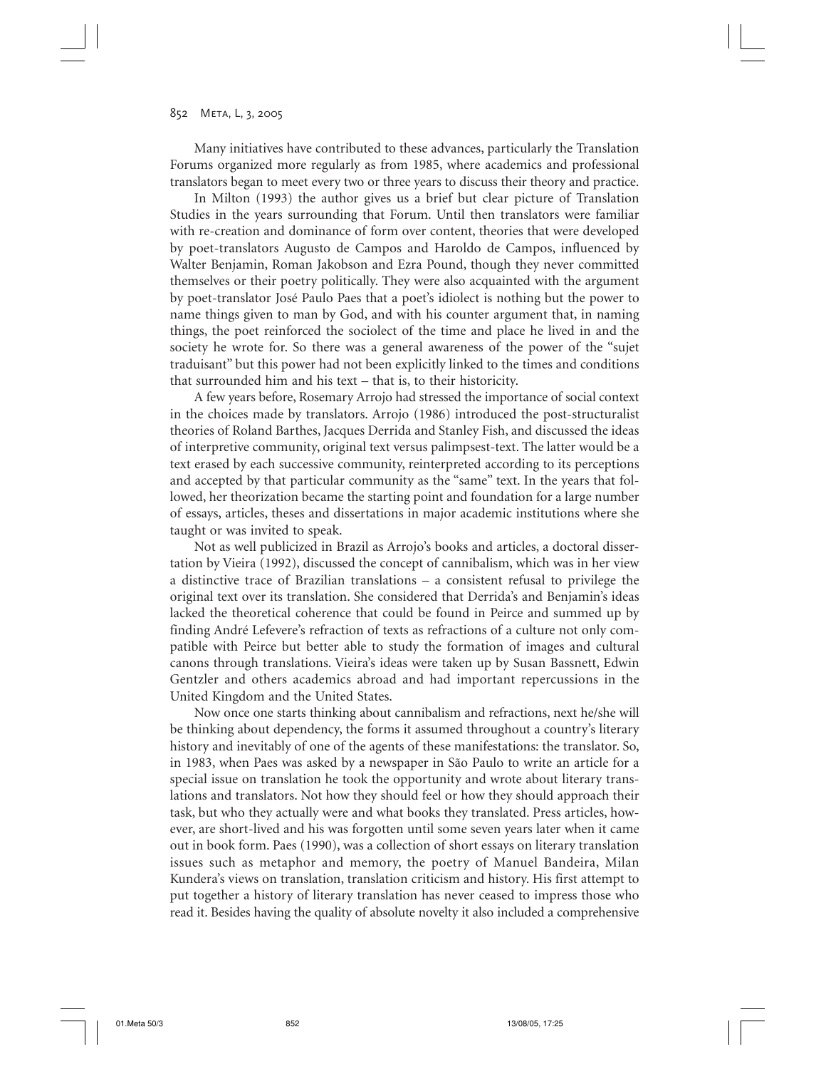Many initiatives have contributed to these advances, particularly the Translation Forums organized more regularly as from 1985, where academics and professional translators began to meet every two or three years to discuss their theory and practice.

In Milton (1993) the author gives us a brief but clear picture of Translation Studies in the years surrounding that Forum. Until then translators were familiar with re-creation and dominance of form over content, theories that were developed by poet-translators Augusto de Campos and Haroldo de Campos, influenced by Walter Benjamin, Roman Jakobson and Ezra Pound, though they never committed themselves or their poetry politically. They were also acquainted with the argument by poet-translator José Paulo Paes that a poet's idiolect is nothing but the power to name things given to man by God, and with his counter argument that, in naming things, the poet reinforced the sociolect of the time and place he lived in and the society he wrote for. So there was a general awareness of the power of the "sujet traduisant" but this power had not been explicitly linked to the times and conditions that surrounded him and his text – that is, to their historicity.

A few years before, Rosemary Arrojo had stressed the importance of social context in the choices made by translators. Arrojo (1986) introduced the post-structuralist theories of Roland Barthes, Jacques Derrida and Stanley Fish, and discussed the ideas of interpretive community, original text versus palimpsest-text. The latter would be a text erased by each successive community, reinterpreted according to its perceptions and accepted by that particular community as the "same" text. In the years that followed, her theorization became the starting point and foundation for a large number of essays, articles, theses and dissertations in major academic institutions where she taught or was invited to speak.

Not as well publicized in Brazil as Arrojo's books and articles, a doctoral dissertation by Vieira (1992), discussed the concept of cannibalism, which was in her view a distinctive trace of Brazilian translations – a consistent refusal to privilege the original text over its translation. She considered that Derrida's and Benjamin's ideas lacked the theoretical coherence that could be found in Peirce and summed up by finding André Lefevere's refraction of texts as refractions of a culture not only compatible with Peirce but better able to study the formation of images and cultural canons through translations. Vieira's ideas were taken up by Susan Bassnett, Edwin Gentzler and others academics abroad and had important repercussions in the United Kingdom and the United States.

Now once one starts thinking about cannibalism and refractions, next he/she will be thinking about dependency, the forms it assumed throughout a country's literary history and inevitably of one of the agents of these manifestations: the translator. So, in 1983, when Paes was asked by a newspaper in São Paulo to write an article for a special issue on translation he took the opportunity and wrote about literary translations and translators. Not how they should feel or how they should approach their task, but who they actually were and what books they translated. Press articles, however, are short-lived and his was forgotten until some seven years later when it came out in book form. Paes (1990), was a collection of short essays on literary translation issues such as metaphor and memory, the poetry of Manuel Bandeira, Milan Kundera's views on translation, translation criticism and history. His first attempt to put together a history of literary translation has never ceased to impress those who read it. Besides having the quality of absolute novelty it also included a comprehensive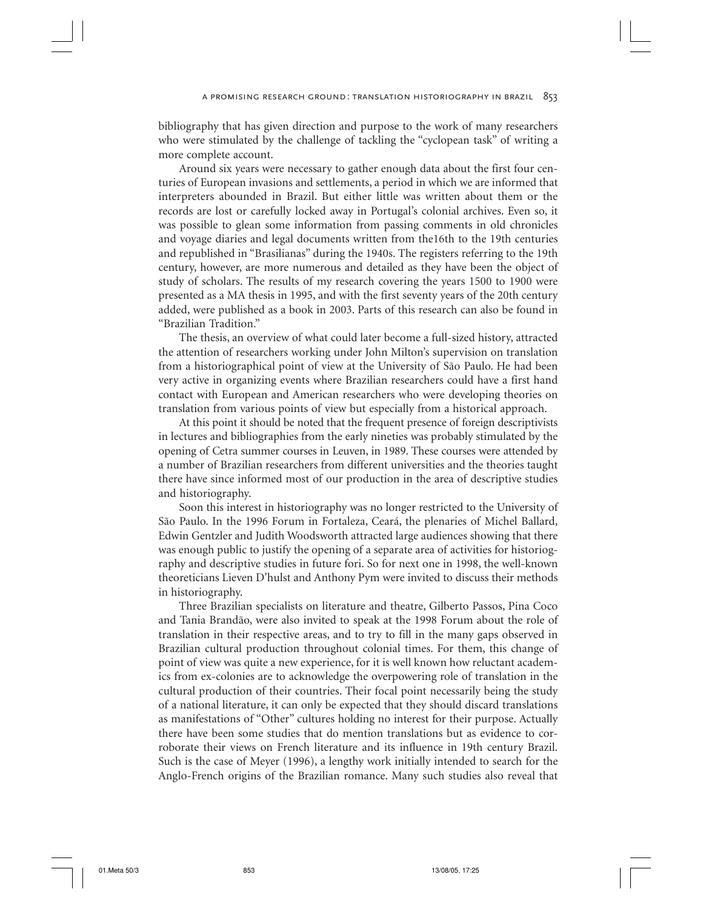bibliography that has given direction and purpose to the work of many researchers who were stimulated by the challenge of tackling the "cyclopean task" of writing a more complete account.

Around six years were necessary to gather enough data about the first four centuries of European invasions and settlements, a period in which we are informed that interpreters abounded in Brazil. But either little was written about them or the records are lost or carefully locked away in Portugal's colonial archives. Even so, it was possible to glean some information from passing comments in old chronicles and voyage diaries and legal documents written from the16th to the 19th centuries and republished in "Brasilianas" during the 1940s. The registers referring to the 19th century, however, are more numerous and detailed as they have been the object of study of scholars. The results of my research covering the years 1500 to 1900 were presented as a MA thesis in 1995, and with the first seventy years of the 20th century added, were published as a book in 2003. Parts of this research can also be found in "Brazilian Tradition."

The thesis, an overview of what could later become a full-sized history, attracted the attention of researchers working under John Milton's supervision on translation from a historiographical point of view at the University of São Paulo. He had been very active in organizing events where Brazilian researchers could have a first hand contact with European and American researchers who were developing theories on translation from various points of view but especially from a historical approach.

At this point it should be noted that the frequent presence of foreign descriptivists in lectures and bibliographies from the early nineties was probably stimulated by the opening of Cetra summer courses in Leuven, in 1989. These courses were attended by a number of Brazilian researchers from different universities and the theories taught there have since informed most of our production in the area of descriptive studies and historiography.

Soon this interest in historiography was no longer restricted to the University of São Paulo. In the 1996 Forum in Fortaleza, Ceará, the plenaries of Michel Ballard, Edwin Gentzler and Judith Woodsworth attracted large audiences showing that there was enough public to justify the opening of a separate area of activities for historiography and descriptive studies in future fori. So for next one in 1998, the well-known theoreticians Lieven D'hulst and Anthony Pym were invited to discuss their methods in historiography.

Three Brazilian specialists on literature and theatre, Gilberto Passos, Pina Coco and Tania Brandão, were also invited to speak at the 1998 Forum about the role of translation in their respective areas, and to try to fill in the many gaps observed in Brazilian cultural production throughout colonial times. For them, this change of point of view was quite a new experience, for it is well known how reluctant academics from ex-colonies are to acknowledge the overpowering role of translation in the cultural production of their countries. Their focal point necessarily being the study of a national literature, it can only be expected that they should discard translations as manifestations of "Other" cultures holding no interest for their purpose. Actually there have been some studies that do mention translations but as evidence to corroborate their views on French literature and its influence in 19th century Brazil. Such is the case of Meyer (1996), a lengthy work initially intended to search for the Anglo-French origins of the Brazilian romance. Many such studies also reveal that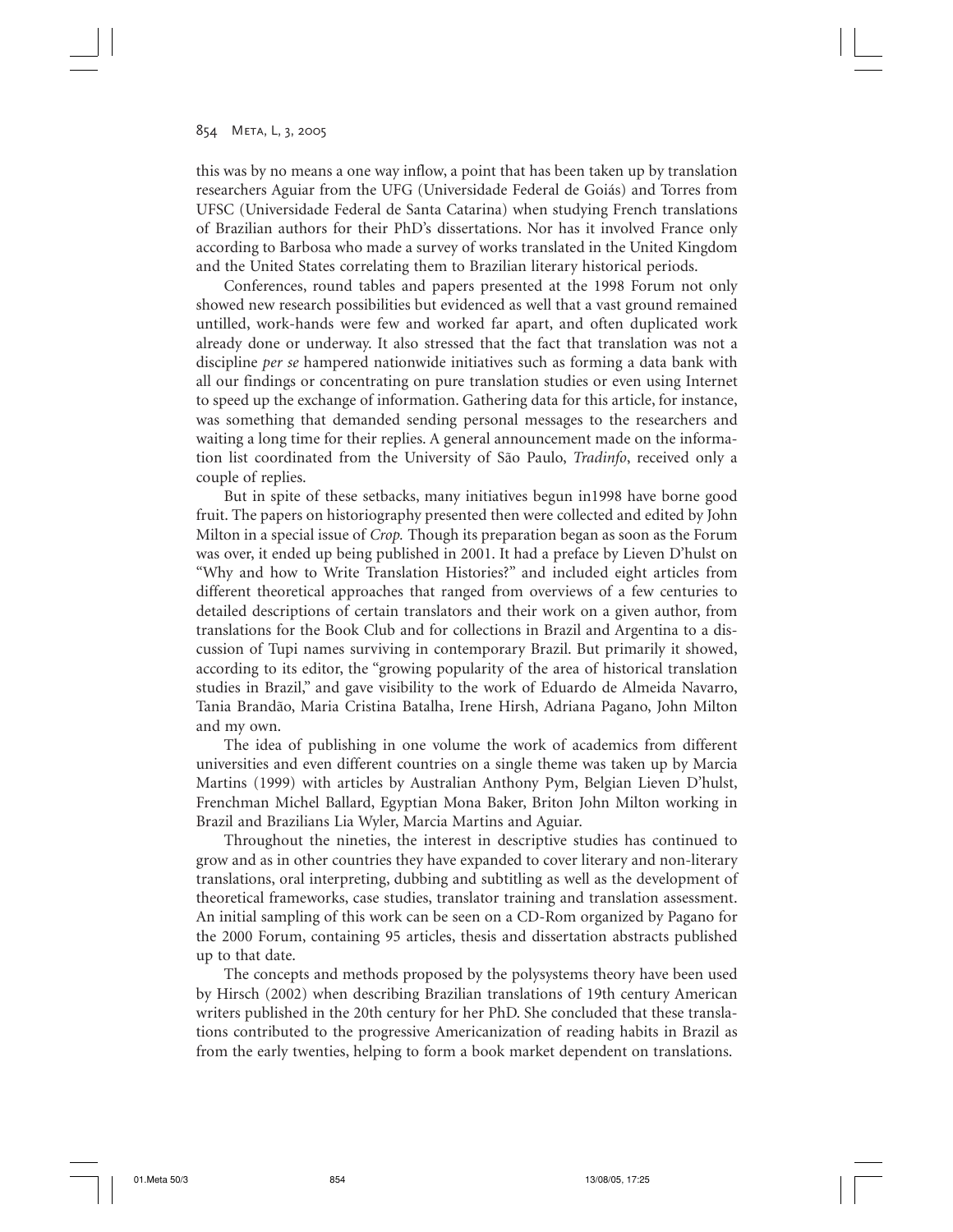this was by no means a one way inflow, a point that has been taken up by translation researchers Aguiar from the UFG (Universidade Federal de Goiás) and Torres from UFSC (Universidade Federal de Santa Catarina) when studying French translations of Brazilian authors for their PhD's dissertations. Nor has it involved France only according to Barbosa who made a survey of works translated in the United Kingdom and the United States correlating them to Brazilian literary historical periods.

Conferences, round tables and papers presented at the 1998 Forum not only showed new research possibilities but evidenced as well that a vast ground remained untilled, work-hands were few and worked far apart, and often duplicated work already done or underway. It also stressed that the fact that translation was not a discipline *per se* hampered nationwide initiatives such as forming a data bank with all our findings or concentrating on pure translation studies or even using Internet to speed up the exchange of information. Gathering data for this article, for instance, was something that demanded sending personal messages to the researchers and waiting a long time for their replies. A general announcement made on the information list coordinated from the University of São Paulo, *Tradinfo*, received only a couple of replies.

But in spite of these setbacks, many initiatives begun in1998 have borne good fruit. The papers on historiography presented then were collected and edited by John Milton in a special issue of *Crop.* Though its preparation began as soon as the Forum was over, it ended up being published in 2001. It had a preface by Lieven D'hulst on "Why and how to Write Translation Histories?" and included eight articles from different theoretical approaches that ranged from overviews of a few centuries to detailed descriptions of certain translators and their work on a given author, from translations for the Book Club and for collections in Brazil and Argentina to a discussion of Tupi names surviving in contemporary Brazil. But primarily it showed, according to its editor, the "growing popularity of the area of historical translation studies in Brazil," and gave visibility to the work of Eduardo de Almeida Navarro, Tania Brandão, Maria Cristina Batalha, Irene Hirsh, Adriana Pagano, John Milton and my own.

The idea of publishing in one volume the work of academics from different universities and even different countries on a single theme was taken up by Marcia Martins (1999) with articles by Australian Anthony Pym, Belgian Lieven D'hulst, Frenchman Michel Ballard, Egyptian Mona Baker, Briton John Milton working in Brazil and Brazilians Lia Wyler, Marcia Martins and Aguiar.

Throughout the nineties, the interest in descriptive studies has continued to grow and as in other countries they have expanded to cover literary and non-literary translations, oral interpreting, dubbing and subtitling as well as the development of theoretical frameworks, case studies, translator training and translation assessment. An initial sampling of this work can be seen on a CD-Rom organized by Pagano for the 2000 Forum, containing 95 articles, thesis and dissertation abstracts published up to that date.

The concepts and methods proposed by the polysystems theory have been used by Hirsch (2002) when describing Brazilian translations of 19th century American writers published in the 20th century for her PhD. She concluded that these translations contributed to the progressive Americanization of reading habits in Brazil as from the early twenties, helping to form a book market dependent on translations.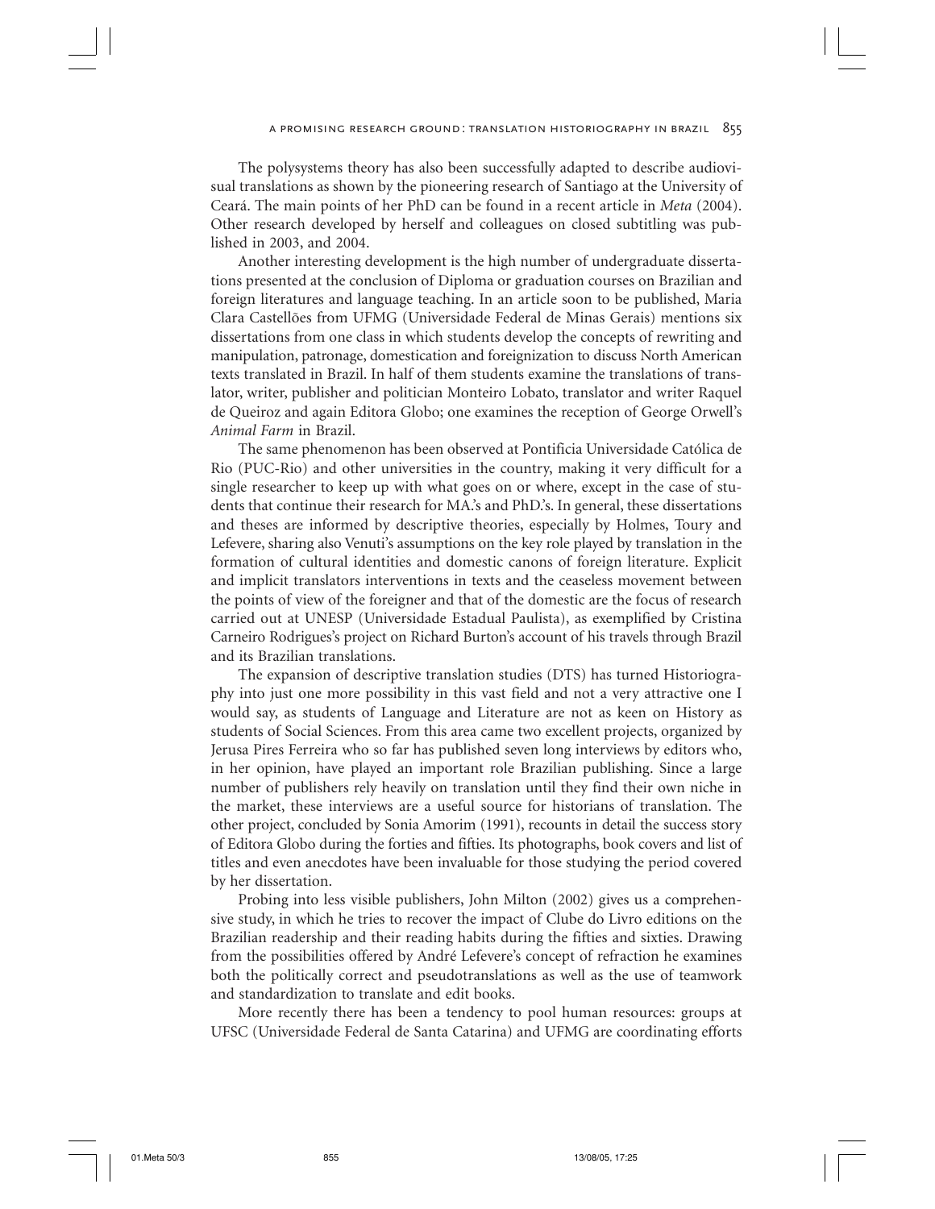The polysystems theory has also been successfully adapted to describe audiovisual translations as shown by the pioneering research of Santiago at the University of Ceará. The main points of her PhD can be found in a recent article in *Meta* (2004). Other research developed by herself and colleagues on closed subtitling was published in 2003, and 2004.

Another interesting development is the high number of undergraduate dissertations presented at the conclusion of Diploma or graduation courses on Brazilian and foreign literatures and language teaching. In an article soon to be published, Maria Clara Castellões from UFMG (Universidade Federal de Minas Gerais) mentions six dissertations from one class in which students develop the concepts of rewriting and manipulation, patronage, domestication and foreignization to discuss North American texts translated in Brazil. In half of them students examine the translations of translator, writer, publisher and politician Monteiro Lobato, translator and writer Raquel de Queiroz and again Editora Globo; one examines the reception of George Orwell's *Animal Farm* in Brazil.

The same phenomenon has been observed at Pontificia Universidade Católica de Rio (PUC-Rio) and other universities in the country, making it very difficult for a single researcher to keep up with what goes on or where, except in the case of students that continue their research for MA.'s and PhD.'s. In general, these dissertations and theses are informed by descriptive theories, especially by Holmes, Toury and Lefevere, sharing also Venuti's assumptions on the key role played by translation in the formation of cultural identities and domestic canons of foreign literature. Explicit and implicit translators interventions in texts and the ceaseless movement between the points of view of the foreigner and that of the domestic are the focus of research carried out at UNESP (Universidade Estadual Paulista), as exemplified by Cristina Carneiro Rodrigues's project on Richard Burton's account of his travels through Brazil and its Brazilian translations.

The expansion of descriptive translation studies (DTS) has turned Historiography into just one more possibility in this vast field and not a very attractive one I would say, as students of Language and Literature are not as keen on History as students of Social Sciences. From this area came two excellent projects, organized by Jerusa Pires Ferreira who so far has published seven long interviews by editors who, in her opinion, have played an important role Brazilian publishing. Since a large number of publishers rely heavily on translation until they find their own niche in the market, these interviews are a useful source for historians of translation. The other project, concluded by Sonia Amorim (1991), recounts in detail the success story of Editora Globo during the forties and fifties. Its photographs, book covers and list of titles and even anecdotes have been invaluable for those studying the period covered by her dissertation.

Probing into less visible publishers, John Milton (2002) gives us a comprehensive study, in which he tries to recover the impact of Clube do Livro editions on the Brazilian readership and their reading habits during the fifties and sixties. Drawing from the possibilities offered by André Lefevere's concept of refraction he examines both the politically correct and pseudotranslations as well as the use of teamwork and standardization to translate and edit books.

More recently there has been a tendency to pool human resources: groups at UFSC (Universidade Federal de Santa Catarina) and UFMG are coordinating efforts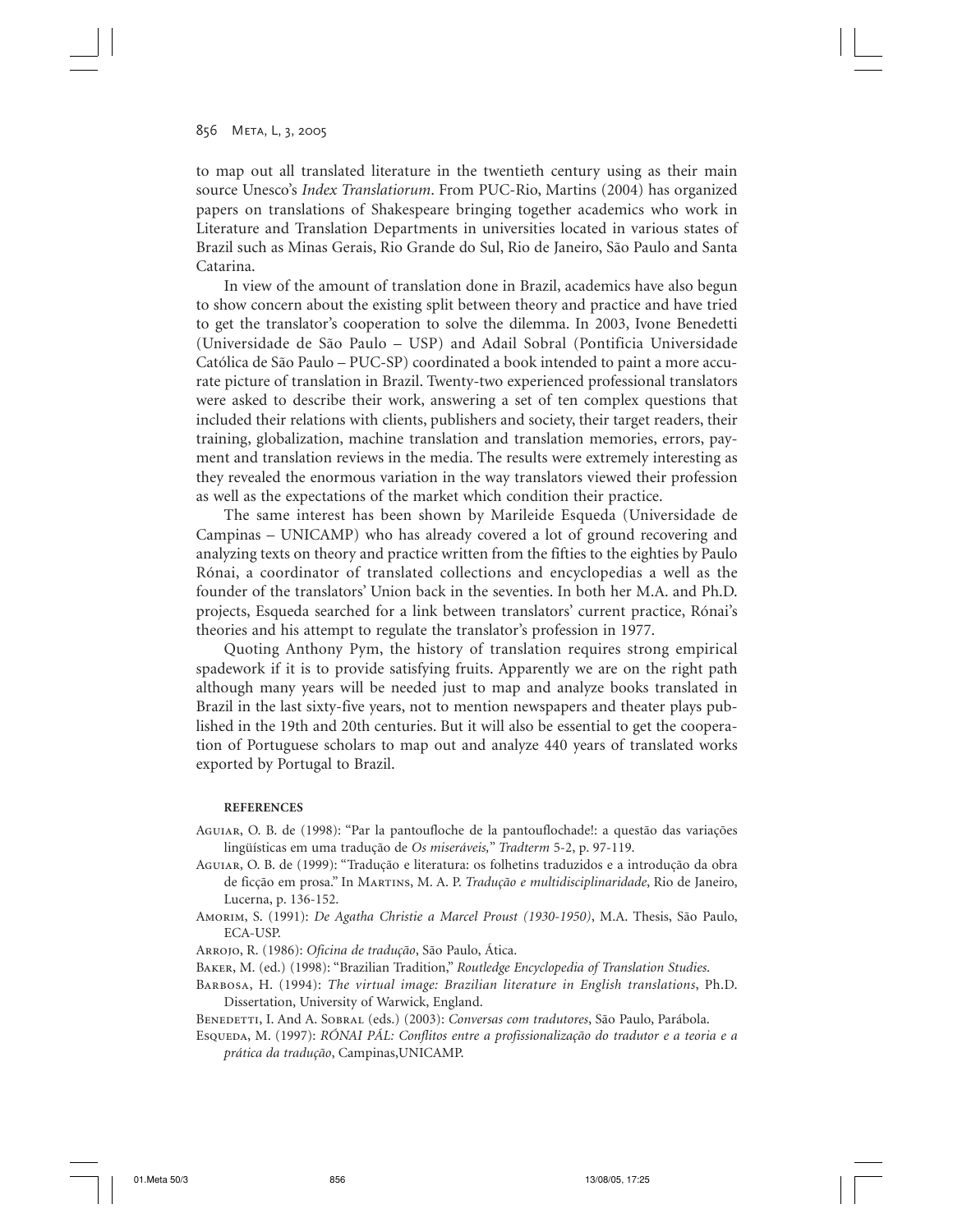to map out all translated literature in the twentieth century using as their main source Unesco's *Index Translatiorum*. From PUC-Rio, Martins (2004) has organized papers on translations of Shakespeare bringing together academics who work in Literature and Translation Departments in universities located in various states of Brazil such as Minas Gerais, Rio Grande do Sul, Rio de Janeiro, São Paulo and Santa Catarina.

In view of the amount of translation done in Brazil, academics have also begun to show concern about the existing split between theory and practice and have tried to get the translator's cooperation to solve the dilemma. In 2003, Ivone Benedetti (Universidade de São Paulo – USP) and Adail Sobral (Pontificia Universidade Católica de São Paulo – PUC-SP) coordinated a book intended to paint a more accurate picture of translation in Brazil. Twenty-two experienced professional translators were asked to describe their work, answering a set of ten complex questions that included their relations with clients, publishers and society, their target readers, their training, globalization, machine translation and translation memories, errors, payment and translation reviews in the media. The results were extremely interesting as they revealed the enormous variation in the way translators viewed their profession as well as the expectations of the market which condition their practice.

The same interest has been shown by Marileide Esqueda (Universidade de Campinas – UNICAMP) who has already covered a lot of ground recovering and analyzing texts on theory and practice written from the fifties to the eighties by Paulo Rónai, a coordinator of translated collections and encyclopedias a well as the founder of the translators' Union back in the seventies. In both her M.A. and Ph.D. projects, Esqueda searched for a link between translators' current practice, Rónai's theories and his attempt to regulate the translator's profession in 1977.

Quoting Anthony Pym, the history of translation requires strong empirical spadework if it is to provide satisfying fruits. Apparently we are on the right path although many years will be needed just to map and analyze books translated in Brazil in the last sixty-five years, not to mention newspapers and theater plays published in the 19th and 20th centuries. But it will also be essential to get the cooperation of Portuguese scholars to map out and analyze 440 years of translated works exported by Portugal to Brazil.

#### REFERENCES

Aguiar, O. B. de (1998): "Par la pantoufloche de la pantouflochade!: a questão das variações lingüísticas em uma tradução de *Os miseráveis,*" *Tradterm* 5-2, p. 97-119.

Aguiar, O. B. de (1999): "Tradução e literatura: os folhetins traduzidos e a introdução da obra de ficção em prosa." In Martins, M. A. P. *Tradução e multidisciplinaridade*, Rio de Janeiro, Lucerna, p. 136-152.

Amorim, S. (1991): *De Agatha Christie a Marcel Proust (1930-1950)*, M.A. Thesis, São Paulo, ECA-USP.

Arrojo, R. (1986): *Oficina de tradução*, São Paulo, Ática.

Baker, M. (ed.) (1998): "Brazilian Tradition," *Routledge Encyclopedia of Translation Studies*.

Barbosa, H. (1994): *The virtual image: Brazilian literature in English translations*, Ph.D. Dissertation, University of Warwick, England.

Benedetti, I. And A. Sobral (eds.) (2003): *Conversas com tradutores*, São Paulo, Parábola.

Esqueda, M. (1997): *RÓNAI PÁL: Conflitos entre a profissionalização do tradutor e a teoria e a prática da tradução*, Campinas,UNICAMP.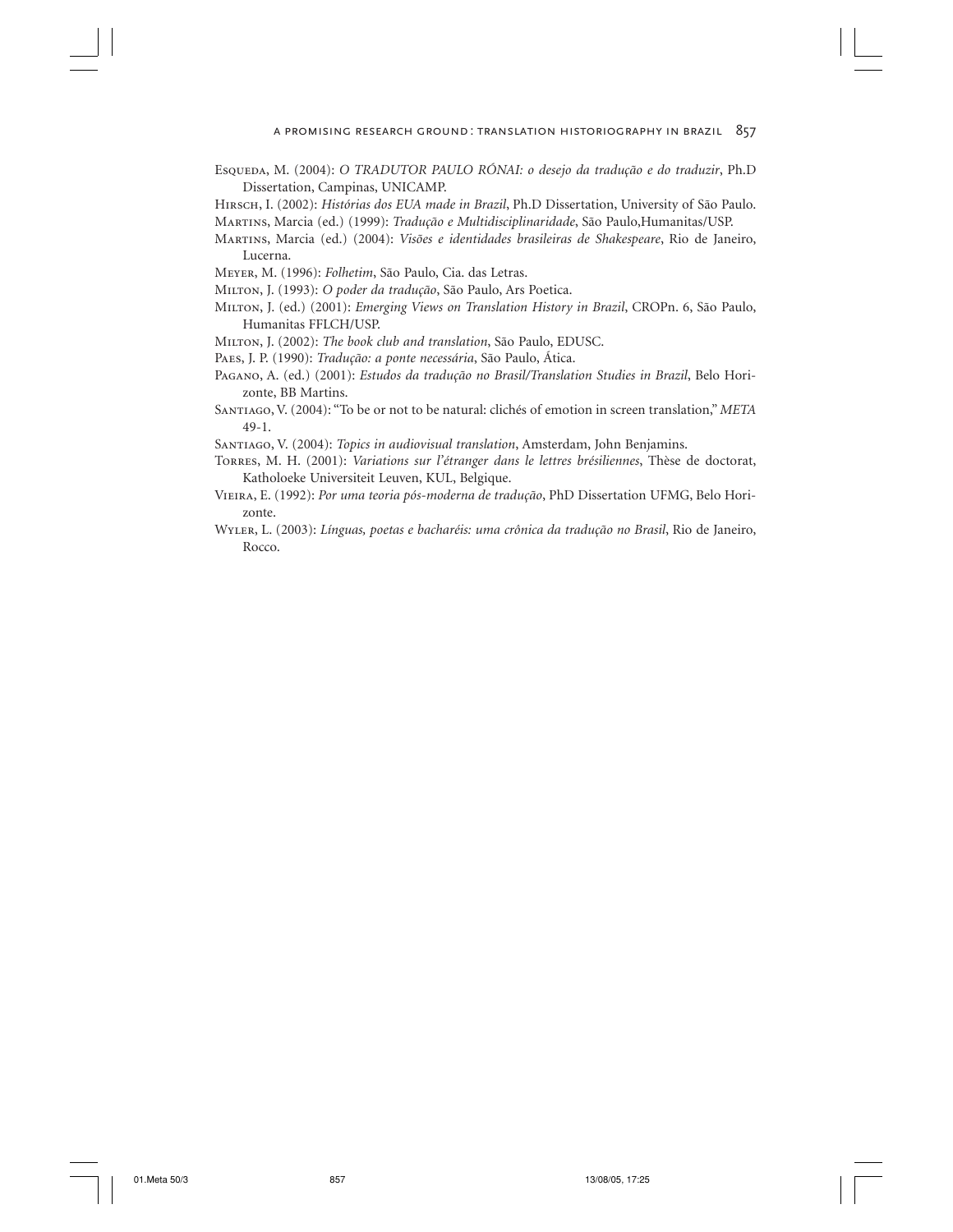Esqueda, M. (2004): *O TRADUTOR PAULO RÓNAI: o desejo da tradução e do traduzir*, Ph.D Dissertation, Campinas, UNICAMP.

Hirsch, I. (2002): *Histórias dos EUA made in Brazil*, Ph.D Dissertation, University of São Paulo.

Martins, Marcia (ed.) (1999): *Tradução e Multidisciplinaridade*, São Paulo,Humanitas/USP.

Martins, Marcia (ed.) (2004): *Visões e identidades brasileiras de Shakespeare*, Rio de Janeiro, Lucerna.

Meyer, M. (1996): *Folhetim*, São Paulo, Cia. das Letras.

Milton, J. (1993): *O poder da tradução*, São Paulo, Ars Poetica.

Milton, J. (ed.) (2001): *Emerging Views on Translation History in Brazil*, CROPn. 6, São Paulo, Humanitas FFLCH/USP.

Milton, J. (2002): *The book club and translation*, São Paulo, EDUSC.

Paes, J. P. (1990): *Tradução: a ponte necessária*, São Paulo, Ática.

Pagano, A. (ed.) (2001): *Estudos da tradução no Brasil/Translation Studies in Brazil*, Belo Horizonte, BB Martins.

Santiago, V. (2004): "To be or not to be natural: clichés of emotion in screen translation," *META* 49-1.

Santiago, V. (2004): *Topics in audiovisual translation*, Amsterdam, John Benjamins.

Torres, M. H. (2001): *Variations sur l'étranger dans le lettres brésiliennes*, Thèse de doctorat, Katholoeke Universiteit Leuven, KUL, Belgique.

Vieira, E. (1992): *Por uma teoria pós-moderna de tradução*, PhD Dissertation UFMG, Belo Horizonte.

Wyler, L. (2003): *Línguas, poetas e bacharéis: uma crônica da tradução no Brasil*, Rio de Janeiro, Rocco.